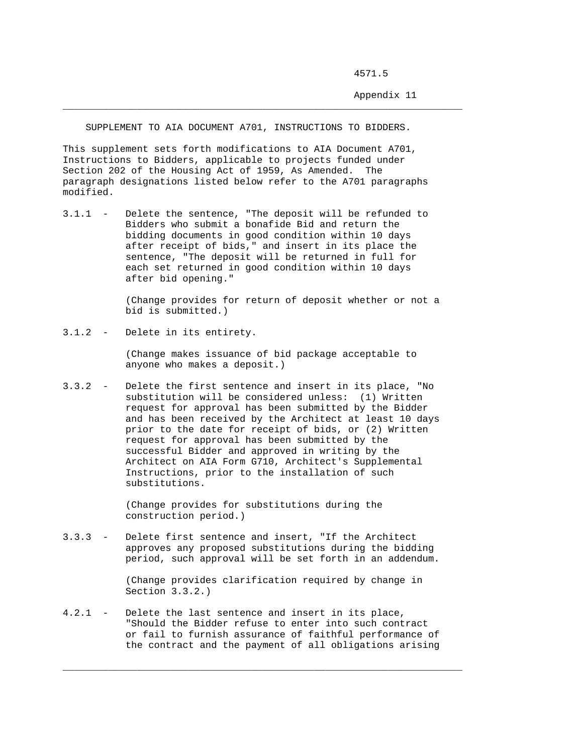SUPPLEMENT TO AIA DOCUMENT A701, INSTRUCTIONS TO BIDDERS.

This supplement sets forth modifications to AIA Document A701, Instructions to Bidders, applicable to projects funded under Section 202 of the Housing Act of 1959, As Amended. The paragraph designations listed below refer to the A701 paragraphs modified.

3.1.1 - Delete the sentence, "The deposit will be refunded to Bidders who submit a bonafide Bid and return the bidding documents in good condition within 10 days after receipt of bids," and insert in its place the sentence, "The deposit will be returned in full for each set returned in good condition within 10 days after bid opening."

(Change provides for return of deposit whether or not a bid is submitted.)

3.1.2 - Delete in its entirety.

(Change makes issuance of bid package acceptable to anyone who makes a deposit.)

3.3.2 - Delete the first sentence and insert in its place, "No substitution will be considered unless: (1) Written request for approval has been submitted by the Bidder and has been received by the Architect at least 10 days prior to the date for receipt of bids, or (2) Written request for approval has been submitted by the successful Bidder and approved in writing by the Architect on AIA Form G710, Architect's Supplemental Instructions, prior to the installation of such substitutions.

(Change provides for substitutions during the construction period.)

3.3.3 - Delete first sentence and insert, "If the Architect approves any proposed substitutions during the bidding period, such approval will be set forth in an addendum.

(Change provides clarification required by change in Section 3.3.2.)

4.2.1 - Delete the last sentence and insert in its place, "Should the Bidder refuse to enter into such contract or fail to furnish assurance of faithful performance of the contract and the payment of all obligations arising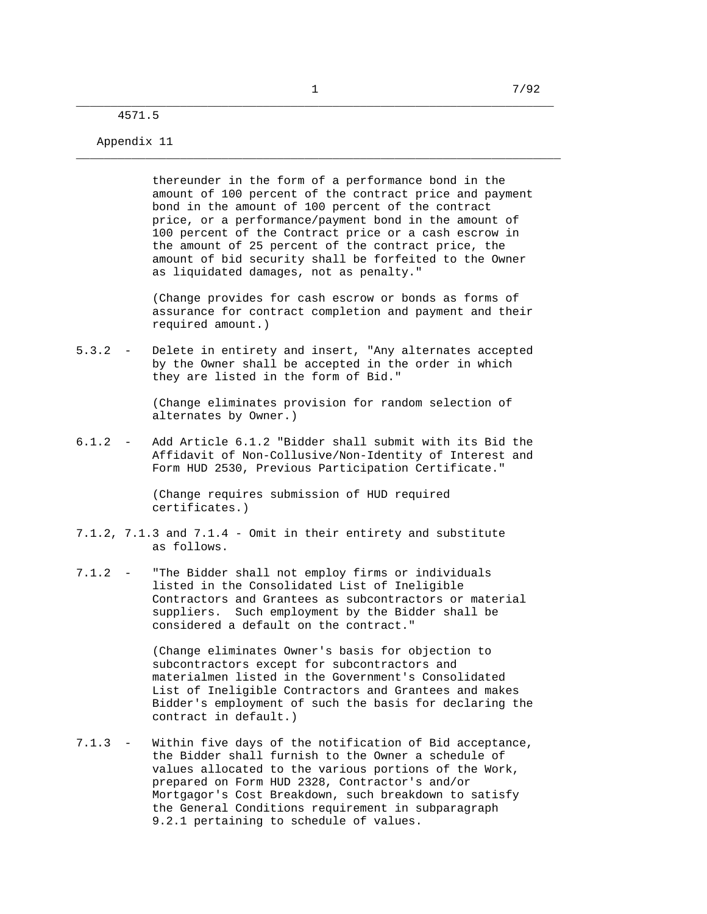thereunder in the form of a performance bond in the amount of 100 percent of the contract price and payment bond in the amount of 100 percent of the contract price, or a performance/payment bond in the amount of 100 percent of the Contract price or a cash escrow in the amount of 25 percent of the contract price, the amount of bid security shall be forfeited to the Owner as liquidated damages, not as penalty."

(Change provides for cash escrow or bonds as forms of assurance for contract completion and payment and their required amount.)

5.3.2 - Delete in entirety and insert, "Any alternates accepted by the Owner shall be accepted in the order in which they are listed in the form of Bid."

(Change eliminates provision for random selection of alternates by Owner.)

6.1.2 - Add Article 6.1.2 "Bidder shall submit with its Bid the Affidavit of Non-Collusive/Non-Identity of Interest and Form HUD 2530, Previous Participation Certificate."

(Change requires submission of HUD required certificates.)

7.1.2, 7.1.3 and 7.1.4 - Omit in their entirety and substitute as follows.

7.1.2 - "The Bidder shall not employ firms or individuals listed in the Consolidated List of Ineligible Contractors and Grantees as subcontractors or material suppliers. Such employment by the Bidder shall be considered a default on the contract."

(Change eliminates Owner's basis for objection to subcontractors except for subcontractors and materialmen listed in the Government's Consolidated List of Ineligible Contractors and Grantees and makes Bidder's employment of such the basis for declaring the contract in default.)

7.1.3 - Within five days of the notification of Bid acceptance, the Bidder shall furnish to the Owner a schedule of values allocated to the various portions of the Work, prepared on Form HUD 2328, Contractor's and/or Mortgagor's Cost Breakdown, such breakdown to satisfy the General Conditions requirement in subparagraph 9.2.1 pertaining to schedule of values.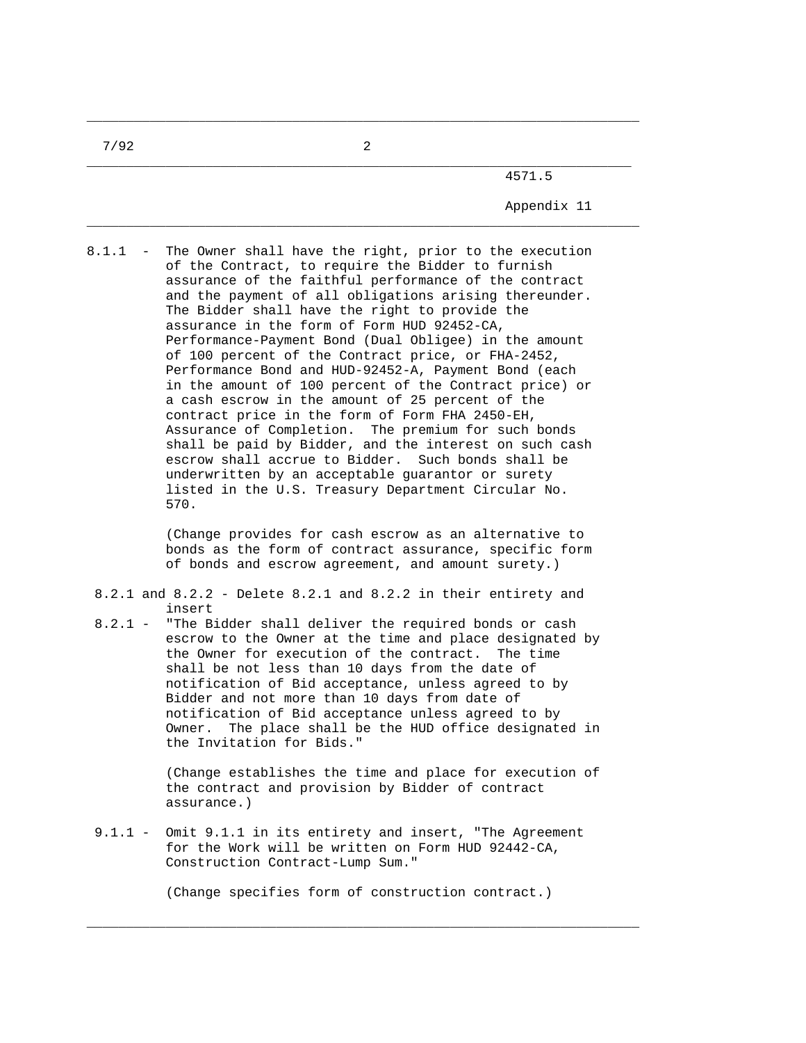8.1.1 - The Owner shall have the right, prior to the execution of the Contract, to require the Bidder to furnish assurance of the faithful performance of the contract and the payment of all obligations arising thereunder. The Bidder shall have the right to provide the assurance in the form of Form HUD 92452-CA, Performance-Payment Bond (Dual Obligee) in the amount of 100 percent of the Contract price, or FHA-2452, Performance Bond and HUD-92452-A, Payment Bond (each in the amount of 100 percent of the Contract price) or a cash escrow in the amount of 25 percent of the contract price in the form of Form FHA 2450-EH, Assurance of Completion. The premium for such bonds shall be paid by Bidder, and the interest on such cash escrow shall accrue to Bidder. Such bonds shall be underwritten by an acceptable guarantor or surety listed in the U.S. Treasury Department Circular No. 570.

(Change provides for cash escrow as an alternative to bonds as the form of contract assurance, specific form of bonds and escrow agreement, and amount surety.)

8.2.1 and 8.2.2 - Delete 8.2.1 and 8.2.2 in their entirety and insert

8.2.1 - "The Bidder shall deliver the required bonds or cash escrow to the Owner at the time and place designated by the Owner for execution of the contract. The time shall be not less than 10 days from the date of notification of Bid acceptance, unless agreed to by Bidder and not more than 10 days from date of notification of Bid acceptance unless agreed to by Owner. The place shall be the HUD office designated in the Invitation for Bids."

(Change establishes the time and place for execution of the contract and provision by Bidder of contract assurance.)

9.1.1 - Omit 9.1.1 in its entirety and insert, "The Agreement for the Work will be written on Form HUD 92442-CA, Construction Contract-Lump Sum."

(Change specifies form of construction contract.)